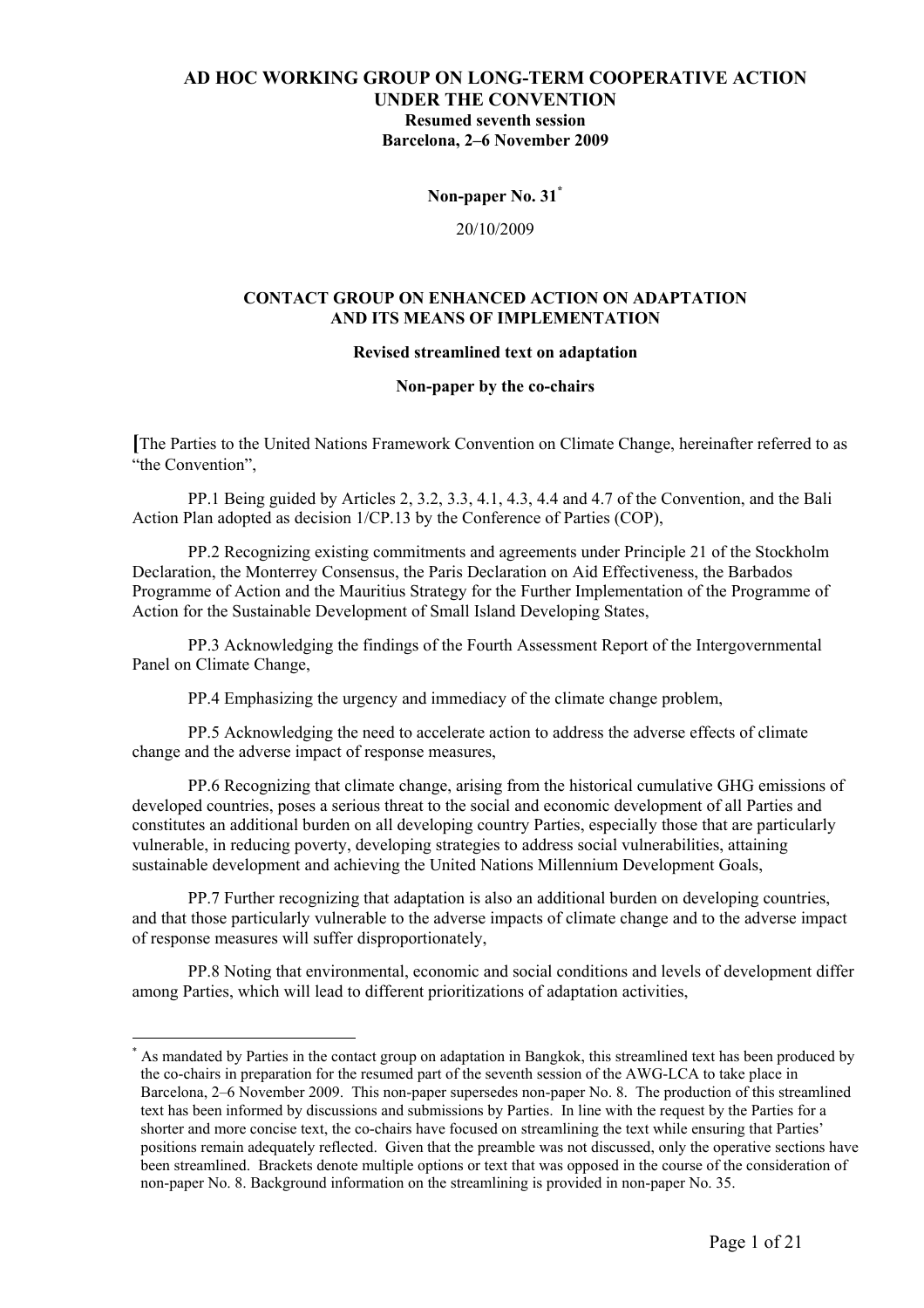# AD HOC WORKING GROUP ON LONG-TERM COOPERATIVE ACTION UNDER THE CONVENTION

**Resumed seventh session**
**Barcelona, 2–6 November 2009**

**Non-paper No. 31***

20/10/2009

## CONTACT GROUP ON ENHANCED ACTION ON ADAPTATION AND ITS MEANS OF IMPLEMENTATION

**Revised streamlined text on adaptation**

**Non-paper by the co-chairs**

[The Parties to the United Nations Framework Convention on Climate Change, hereinafter referred to as "the Convention",

PP.1 Being guided by Articles 2, 3.2, 3.3, 4.1, 4.3, 4.4 and 4.7 of the Convention, and the Bali Action Plan adopted as decision 1/CP.13 by the Conference of Parties (COP),

PP.2 Recognizing existing commitments and agreements under Principle 21 of the Stockholm Declaration, the Monterrey Consensus, the Paris Declaration on Aid Effectiveness, the Barbados Programme of Action and the Mauritius Strategy for the Further Implementation of the Programme of Action for the Sustainable Development of Small Island Developing States,

PP.3 Acknowledging the findings of the Fourth Assessment Report of the Intergovernmental Panel on Climate Change,

PP.4 Emphasizing the urgency and immediacy of the climate change problem,

PP.5 Acknowledging the need to accelerate action to address the adverse effects of climate change and the adverse impact of response measures,

PP.6 Recognizing that climate change, arising from the historical cumulative GHG emissions of developed countries, poses a serious threat to the social and economic development of all Parties and constitutes an additional burden on all developing country Parties, especially those that are particularly vulnerable, in reducing poverty, developing strategies to address social vulnerabilities, attaining sustainable development and achieving the United Nations Millennium Development Goals,

PP.7 Further recognizing that adaptation is also an additional burden on developing countries, and that those particularly vulnerable to the adverse impacts of climate change and to the adverse impact of response measures will suffer disproportionately,

PP.8 Noting that environmental, economic and social conditions and levels of development differ among Parties, which will lead to different prioritizations of adaptation activities,

---

* As mandated by Parties in the contact group on adaptation in Bangkok, this streamlined text has been produced by the co-chairs in preparation for the resumed part of the seventh session of the AWG-LCA to take place in Barcelona, 2–6 November 2009. This non-paper supersedes non-paper No. 8. The production of this streamlined text has been informed by discussions and submissions by Parties. In line with the request by the Parties for a shorter and more concise text, the co-chairs have focused on streamlining the text while ensuring that Parties' positions remain adequately reflected. Given that the preamble was not discussed, only the operative sections have been streamlined. Brackets denote multiple options or text that was opposed in the course of the consideration of non-paper No. 8. Background information on the streamlining is provided in non-paper No. 35.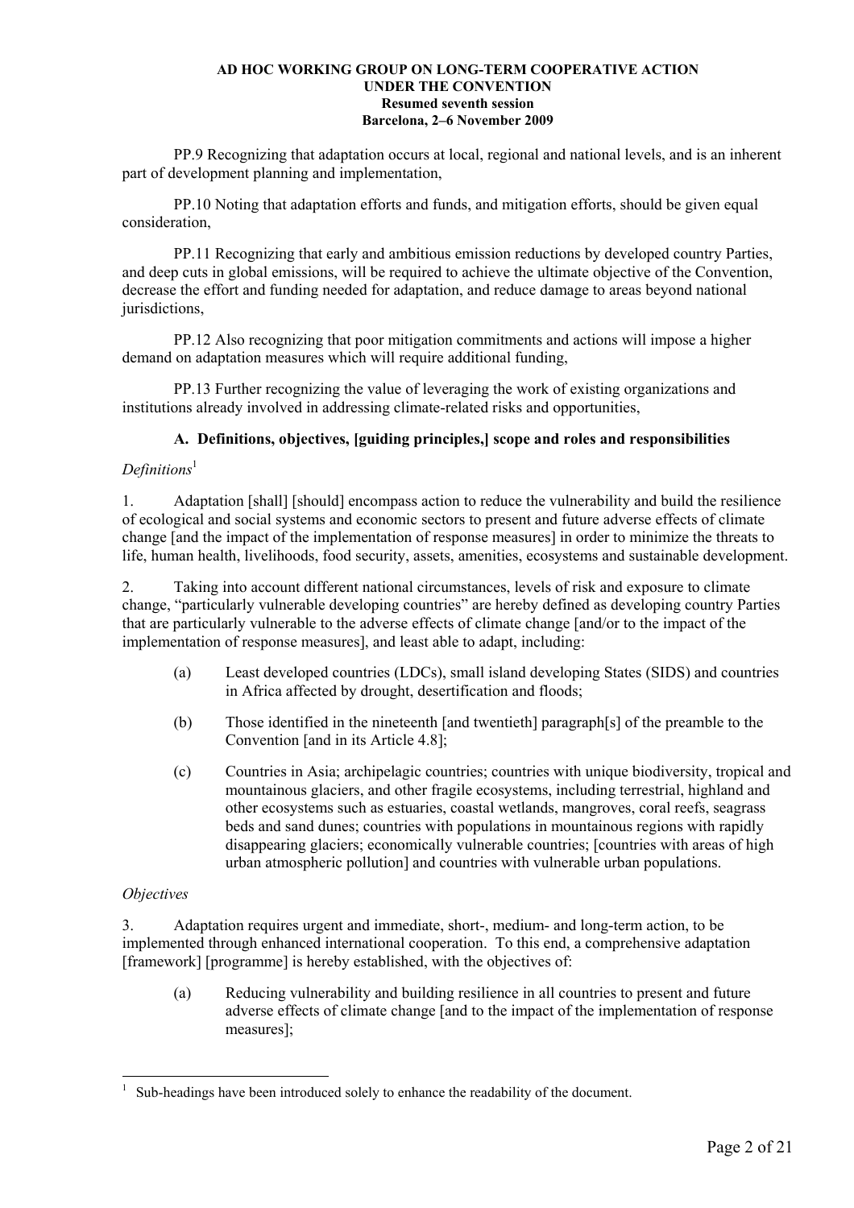PP.9 Recognizing that adaptation occurs at local, regional and national levels, and is an inherent part of development planning and implementation,

PP.10 Noting that adaptation efforts and funds, and mitigation efforts, should be given equal consideration,

PP.11 Recognizing that early and ambitious emission reductions by developed country Parties, and deep cuts in global emissions, will be required to achieve the ultimate objective of the Convention, decrease the effort and funding needed for adaptation, and reduce damage to areas beyond national jurisdictions,

PP.12 Also recognizing that poor mitigation commitments and actions will impose a higher demand on adaptation measures which will require additional funding,

PP.13 Further recognizing the value of leveraging the work of existing organizations and institutions already involved in addressing climate-related risks and opportunities,

### A. Definitions, objectives, [guiding principles,] scope and roles and responsibilities

*Definitions*[1]

1. Adaptation [shall] [should] encompass action to reduce the vulnerability and build the resilience of ecological and social systems and economic sectors to present and future adverse effects of climate change [and the impact of the implementation of response measures] in order to minimize the threats to life, human health, livelihoods, food security, assets, amenities, ecosystems and sustainable development.

2. Taking into account different national circumstances, levels of risk and exposure to climate change, "particularly vulnerable developing countries" are hereby defined as developing country Parties that are particularly vulnerable to the adverse effects of climate change [and/or to the impact of the implementation of response measures], and least able to adapt, including:

   (a) Least developed countries (LDCs), small island developing States (SIDS) and countries in Africa affected by drought, desertification and floods;

   (b) Those identified in the nineteenth [and twentieth] paragraph[s] of the preamble to the Convention [and in its Article 4.8];

   (c) Countries in Asia; archipelagic countries; countries with unique biodiversity, tropical and mountainous glaciers, and other fragile ecosystems, including terrestrial, highland and other ecosystems such as estuaries, coastal wetlands, mangroves, coral reefs, seagrass beds and sand dunes; countries with populations in mountainous regions with rapidly disappearing glaciers; economically vulnerable countries; [countries with areas of high urban atmospheric pollution] and countries with vulnerable urban populations.

*Objectives*

3. Adaptation requires urgent and immediate, short-, medium- and long-term action, to be implemented through enhanced international cooperation. To this end, a comprehensive adaptation [framework] [programme] is hereby established, with the objectives of:

   (a) Reducing vulnerability and building resilience in all countries to present and future adverse effects of climate change [and to the impact of the implementation of response measures];

---

[1] Sub-headings have been introduced solely to enhance the readability of the document.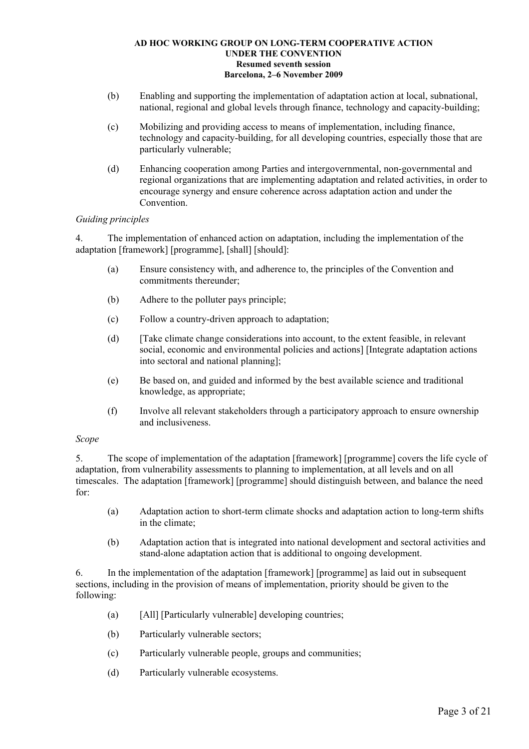(b) Enabling and supporting the implementation of adaptation action at local, subnational, national, regional and global levels through finance, technology and capacity-building;

(c) Mobilizing and providing access to means of implementation, including finance, technology and capacity-building, for all developing countries, especially those that are particularly vulnerable;

(d) Enhancing cooperation among Parties and intergovernmental, non-governmental and regional organizations that are implementing adaptation and related activities, in order to encourage synergy and ensure coherence across adaptation action and under the Convention.

*Guiding principles*

4. The implementation of enhanced action on adaptation, including the implementation of the adaptation [framework] [programme], [shall] [should]:

(a) Ensure consistency with, and adherence to, the principles of the Convention and commitments thereunder;

(b) Adhere to the polluter pays principle;

(c) Follow a country-driven approach to adaptation;

(d) [Take climate change considerations into account, to the extent feasible, in relevant social, economic and environmental policies and actions] [Integrate adaptation actions into sectoral and national planning];

(e) Be based on, and guided and informed by the best available science and traditional knowledge, as appropriate;

(f) Involve all relevant stakeholders through a participatory approach to ensure ownership and inclusiveness.

*Scope*

5. The scope of implementation of the adaptation [framework] [programme] covers the life cycle of adaptation, from vulnerability assessments to planning to implementation, at all levels and on all timescales. The adaptation [framework] [programme] should distinguish between, and balance the need for:

(a) Adaptation action to short-term climate shocks and adaptation action to long-term shifts in the climate;

(b) Adaptation action that is integrated into national development and sectoral activities and stand-alone adaptation action that is additional to ongoing development.

6. In the implementation of the adaptation [framework] [programme] as laid out in subsequent sections, including in the provision of means of implementation, priority should be given to the following:

(a) [All] [Particularly vulnerable] developing countries;

(b) Particularly vulnerable sectors;

(c) Particularly vulnerable people, groups and communities;

(d) Particularly vulnerable ecosystems.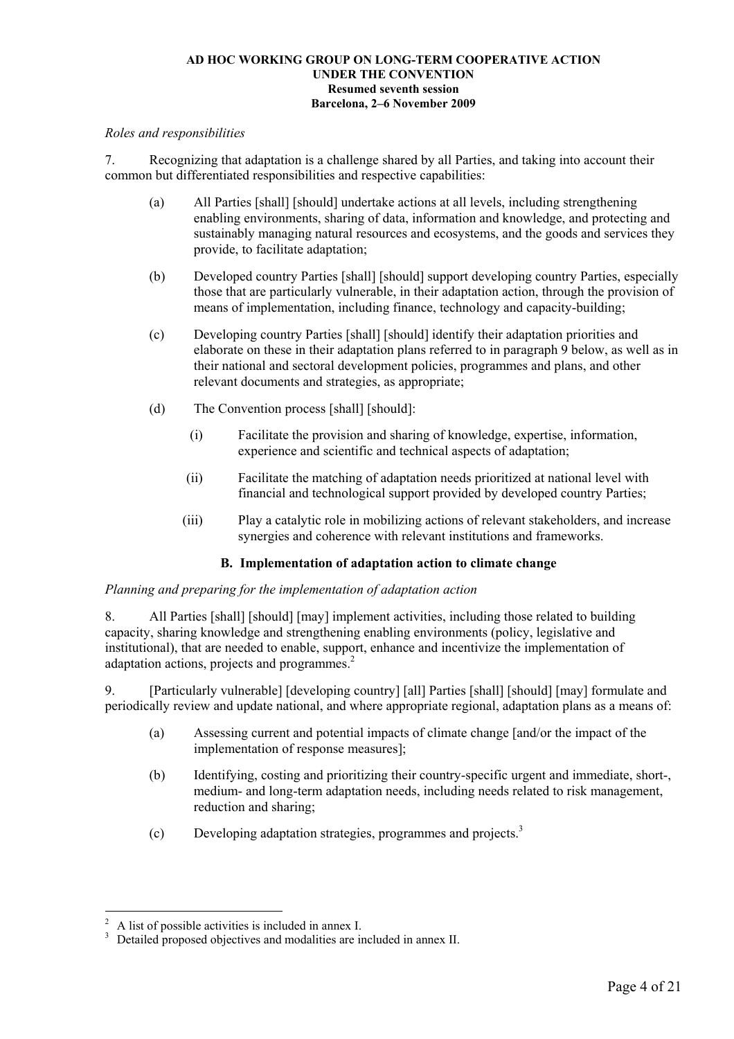*Roles and responsibilities*

7. Recognizing that adaptation is a challenge shared by all Parties, and taking into account their common but differentiated responsibilities and respective capabilities:

(a) All Parties [shall] [should] undertake actions at all levels, including strengthening enabling environments, sharing of data, information and knowledge, and protecting and sustainably managing natural resources and ecosystems, and the goods and services they provide, to facilitate adaptation;

(b) Developed country Parties [shall] [should] support developing country Parties, especially those that are particularly vulnerable, in their adaptation action, through the provision of means of implementation, including finance, technology and capacity-building;

(c) Developing country Parties [shall] [should] identify their adaptation priorities and elaborate on these in their adaptation plans referred to in paragraph 9 below, as well as in their national and sectoral development policies, programmes and plans, and other relevant documents and strategies, as appropriate;

(d) The Convention process [shall] [should]:

(i) Facilitate the provision and sharing of knowledge, expertise, information, experience and scientific and technical aspects of adaptation;

(ii) Facilitate the matching of adaptation needs prioritized at national level with financial and technological support provided by developed country Parties;

(iii) Play a catalytic role in mobilizing actions of relevant stakeholders, and increase synergies and coherence with relevant institutions and frameworks.

## B. Implementation of adaptation action to climate change

*Planning and preparing for the implementation of adaptation action*

8. All Parties [shall] [should] [may] implement activities, including those related to building capacity, sharing knowledge and strengthening enabling environments (policy, legislative and institutional), that are needed to enable, support, enhance and incentivize the implementation of adaptation actions, projects and programmes.[2]

9. [Particularly vulnerable] [developing country] [all] Parties [shall] [should] [may] formulate and periodically review and update national, and where appropriate regional, adaptation plans as a means of:

(a) Assessing current and potential impacts of climate change [and/or the impact of the implementation of response measures];

(b) Identifying, costing and prioritizing their country-specific urgent and immediate, short-, medium- and long-term adaptation needs, including needs related to risk management, reduction and sharing;

(c) Developing adaptation strategies, programmes and projects.[3]

---

[2] A list of possible activities is included in annex I.

[3] Detailed proposed objectives and modalities are included in annex II.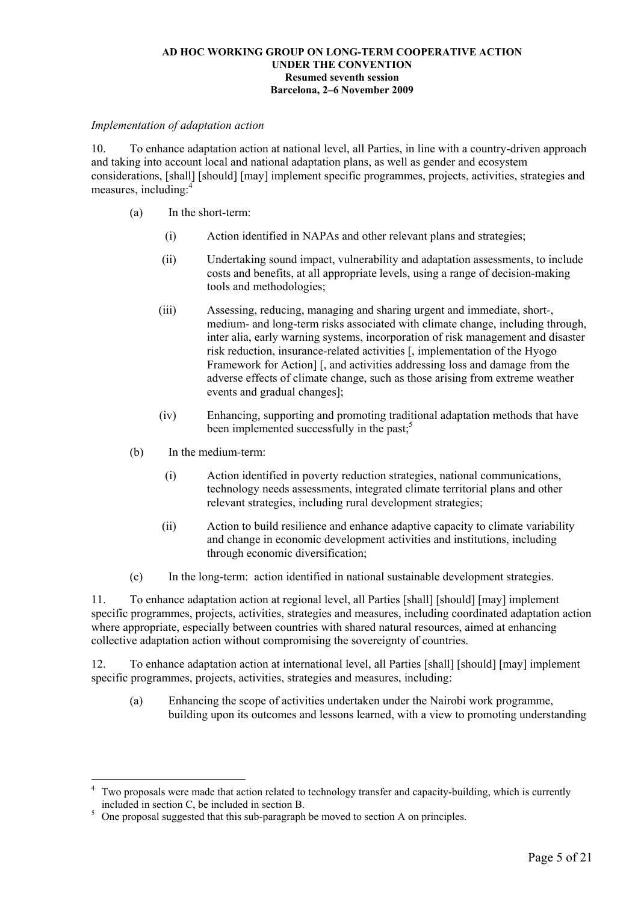*Implementation of adaptation action*

10. To enhance adaptation action at national level, all Parties, in line with a country-driven approach and taking into account local and national adaptation plans, as well as gender and ecosystem considerations, [shall] [should] [may] implement specific programmes, projects, activities, strategies and measures, including:[4]

(a) In the short-term:

(i) Action identified in NAPAs and other relevant plans and strategies;

(ii) Undertaking sound impact, vulnerability and adaptation assessments, to include costs and benefits, at all appropriate levels, using a range of decision-making tools and methodologies;

(iii) Assessing, reducing, managing and sharing urgent and immediate, short-, medium- and long-term risks associated with climate change, including through, inter alia, early warning systems, incorporation of risk management and disaster risk reduction, insurance-related activities [, implementation of the Hyogo Framework for Action] [, and activities addressing loss and damage from the adverse effects of climate change, such as those arising from extreme weather events and gradual changes];

(iv) Enhancing, supporting and promoting traditional adaptation methods that have been implemented successfully in the past;[5]

(b) In the medium-term:

(i) Action identified in poverty reduction strategies, national communications, technology needs assessments, integrated climate territorial plans and other relevant strategies, including rural development strategies;

(ii) Action to build resilience and enhance adaptive capacity to climate variability and change in economic development activities and institutions, including through economic diversification;

(c) In the long-term: action identified in national sustainable development strategies.

11. To enhance adaptation action at regional level, all Parties [shall] [should] [may] implement specific programmes, projects, activities, strategies and measures, including coordinated adaptation action where appropriate, especially between countries with shared natural resources, aimed at enhancing collective adaptation action without compromising the sovereignty of countries.

12. To enhance adaptation action at international level, all Parties [shall] [should] [may] implement specific programmes, projects, activities, strategies and measures, including:

(a) Enhancing the scope of activities undertaken under the Nairobi work programme, building upon its outcomes and lessons learned, with a view to promoting understanding

---

[4] Two proposals were made that action related to technology transfer and capacity-building, which is currently included in section C, be included in section B.

[5] One proposal suggested that this sub-paragraph be moved to section A on principles.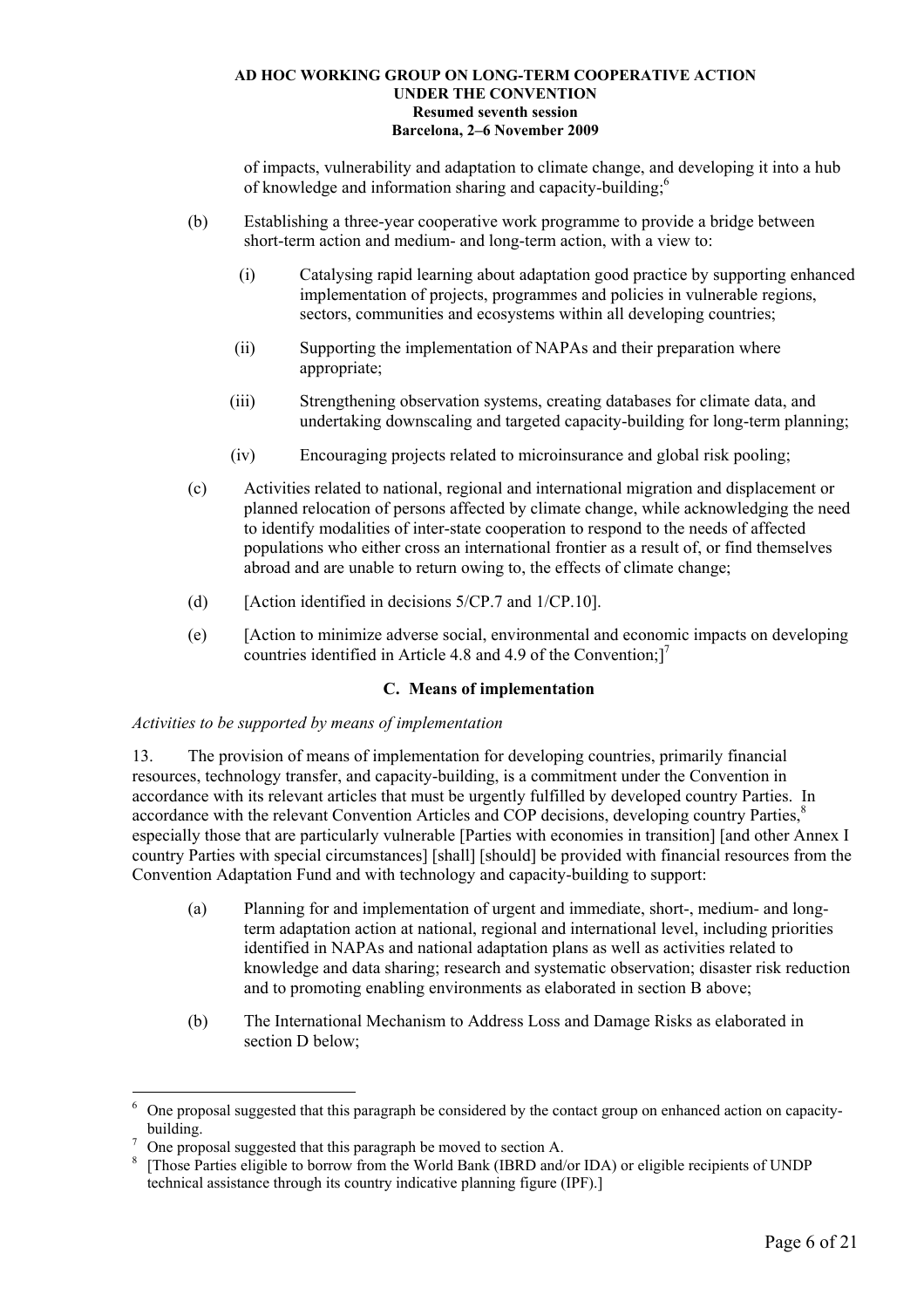of impacts, vulnerability and adaptation to climate change, and developing it into a hub of knowledge and information sharing and capacity-building;[6]

(b) Establishing a three-year cooperative work programme to provide a bridge between short-term action and medium- and long-term action, with a view to:

(i) Catalysing rapid learning about adaptation good practice by supporting enhanced implementation of projects, programmes and policies in vulnerable regions, sectors, communities and ecosystems within all developing countries;

(ii) Supporting the implementation of NAPAs and their preparation where appropriate;

(iii) Strengthening observation systems, creating databases for climate data, and undertaking downscaling and targeted capacity-building for long-term planning;

(iv) Encouraging projects related to microinsurance and global risk pooling;

(c) Activities related to national, regional and international migration and displacement or planned relocation of persons affected by climate change, while acknowledging the need to identify modalities of inter-state cooperation to respond to the needs of affected populations who either cross an international frontier as a result of, or find themselves abroad and are unable to return owing to, the effects of climate change;

(d) [Action identified in decisions 5/CP.7 and 1/CP.10].

(e) [Action to minimize adverse social, environmental and economic impacts on developing countries identified in Article 4.8 and 4.9 of the Convention;][7]

### C. Means of implementation

*Activities to be supported by means of implementation*

13. The provision of means of implementation for developing countries, primarily financial resources, technology transfer, and capacity-building, is a commitment under the Convention in accordance with its relevant articles that must be urgently fulfilled by developed country Parties. In accordance with the relevant Convention Articles and COP decisions, developing country Parties,[8] especially those that are particularly vulnerable [Parties with economies in transition] [and other Annex I country Parties with special circumstances] [shall] [should] be provided with financial resources from the Convention Adaptation Fund and with technology and capacity-building to support:

(a) Planning for and implementation of urgent and immediate, short-, medium- and long-term adaptation action at national, regional and international level, including priorities identified in NAPAs and national adaptation plans as well as activities related to knowledge and data sharing; research and systematic observation; disaster risk reduction and to promoting enabling environments as elaborated in section B above;

(b) The International Mechanism to Address Loss and Damage Risks as elaborated in section D below;

---

[6] One proposal suggested that this paragraph be considered by the contact group on enhanced action on capacity-building.

[7] One proposal suggested that this paragraph be moved to section A.

[8] [Those Parties eligible to borrow from the World Bank (IBRD and/or IDA) or eligible recipients of UNDP technical assistance through its country indicative planning figure (IPF).]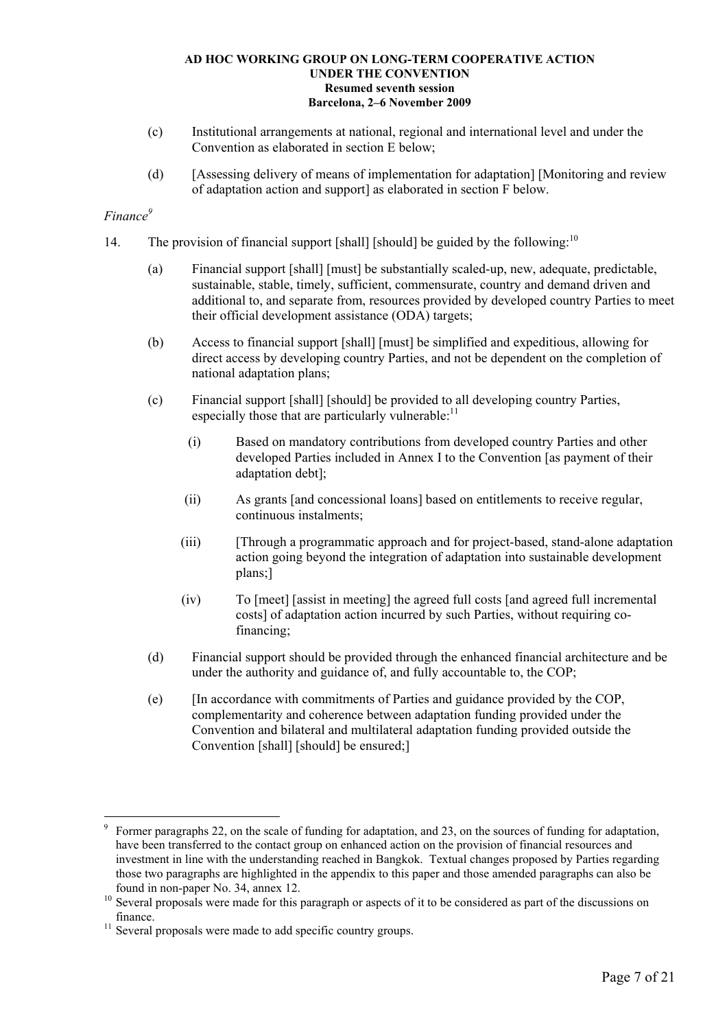(c) Institutional arrangements at national, regional and international level and under the Convention as elaborated in section E below;

(d) [Assessing delivery of means of implementation for adaptation] [Monitoring and review of adaptation action and support] as elaborated in section F below.

*Finance*[9]

14. The provision of financial support [shall] [should] be guided by the following:[10]

(a) Financial support [shall] [must] be substantially scaled-up, new, adequate, predictable, sustainable, stable, timely, sufficient, commensurate, country and demand driven and additional to, and separate from, resources provided by developed country Parties to meet their official development assistance (ODA) targets;

(b) Access to financial support [shall] [must] be simplified and expeditious, allowing for direct access by developing country Parties, and not be dependent on the completion of national adaptation plans;

(c) Financial support [shall] [should] be provided to all developing country Parties, especially those that are particularly vulnerable:[11]

(i) Based on mandatory contributions from developed country Parties and other developed Parties included in Annex I to the Convention [as payment of their adaptation debt];

(ii) As grants [and concessional loans] based on entitlements to receive regular, continuous instalments;

(iii) [Through a programmatic approach and for project-based, stand-alone adaptation action going beyond the integration of adaptation into sustainable development plans;]

(iv) To [meet] [assist in meeting] the agreed full costs [and agreed full incremental costs] of adaptation action incurred by such Parties, without requiring co-financing;

(d) Financial support should be provided through the enhanced financial architecture and be under the authority and guidance of, and fully accountable to, the COP;

(e) [In accordance with commitments of Parties and guidance provided by the COP, complementarity and coherence between adaptation funding provided under the Convention and bilateral and multilateral adaptation funding provided outside the Convention [shall] [should] be ensured;]

---

[9] Former paragraphs 22, on the scale of funding for adaptation, and 23, on the sources of funding for adaptation, have been transferred to the contact group on enhanced action on the provision of financial resources and investment in line with the understanding reached in Bangkok. Textual changes proposed by Parties regarding those two paragraphs are highlighted in the appendix to this paper and those amended paragraphs can also be found in non-paper No. 34, annex 12.

[10] Several proposals were made for this paragraph or aspects of it to be considered as part of the discussions on finance.

[11] Several proposals were made to add specific country groups.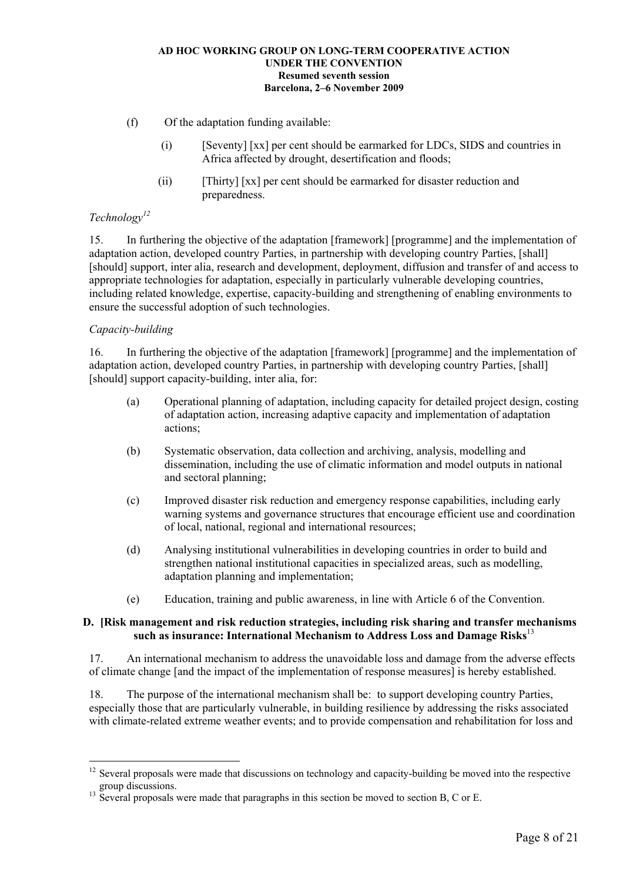(f) Of the adaptation funding available:

(i) [Seventy] [xx] per cent should be earmarked for LDCs, SIDS and countries in Africa affected by drought, desertification and floods;

(ii) [Thirty] [xx] per cent should be earmarked for disaster reduction and preparedness.

*Technology*[12]

15. In furthering the objective of the adaptation [framework] [programme] and the implementation of adaptation action, developed country Parties, in partnership with developing country Parties, [shall] [should] support, inter alia, research and development, deployment, diffusion and transfer of and access to appropriate technologies for adaptation, especially in particularly vulnerable developing countries, including related knowledge, expertise, capacity-building and strengthening of enabling environments to ensure the successful adoption of such technologies.

*Capacity-building*

16. In furthering the objective of the adaptation [framework] [programme] and the implementation of adaptation action, developed country Parties, in partnership with developing country Parties, [shall] [should] support capacity-building, inter alia, for:

(a) Operational planning of adaptation, including capacity for detailed project design, costing of adaptation action, increasing adaptive capacity and implementation of adaptation actions;

(b) Systematic observation, data collection and archiving, analysis, modelling and dissemination, including the use of climatic information and model outputs in national and sectoral planning;

(c) Improved disaster risk reduction and emergency response capabilities, including early warning systems and governance structures that encourage efficient use and coordination of local, national, regional and international resources;

(d) Analysing institutional vulnerabilities in developing countries in order to build and strengthen national institutional capacities in specialized areas, such as modelling, adaptation planning and implementation;

(e) Education, training and public awareness, in line with Article 6 of the Convention.

### D. [Risk management and risk reduction strategies, including risk sharing and transfer mechanisms such as insurance: International Mechanism to Address Loss and Damage Risks[13]

17. An international mechanism to address the unavoidable loss and damage from the adverse effects of climate change [and the impact of the implementation of response measures] is hereby established.

18. The purpose of the international mechanism shall be: to support developing country Parties, especially those that are particularly vulnerable, in building resilience by addressing the risks associated with climate-related extreme weather events; and to provide compensation and rehabilitation for loss and

---

[12] Several proposals were made that discussions on technology and capacity-building be moved into the respective group discussions.

[13] Several proposals were made that paragraphs in this section be moved to section B, C or E.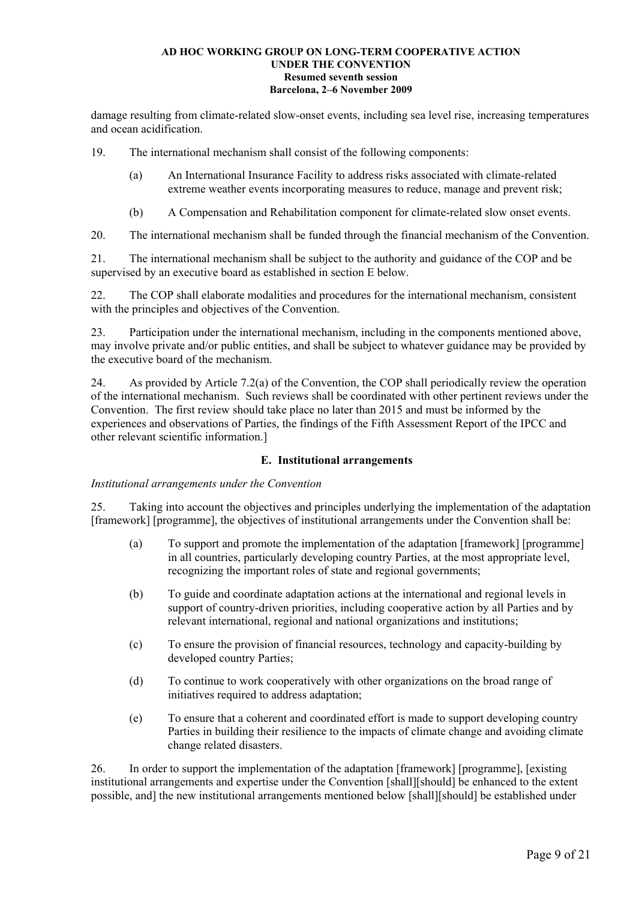damage resulting from climate-related slow-onset events, including sea level rise, increasing temperatures and ocean acidification.

19. The international mechanism shall consist of the following components:

(a) An International Insurance Facility to address risks associated with climate-related extreme weather events incorporating measures to reduce, manage and prevent risk;

(b) A Compensation and Rehabilitation component for climate-related slow onset events.

20. The international mechanism shall be funded through the financial mechanism of the Convention.

21. The international mechanism shall be subject to the authority and guidance of the COP and be supervised by an executive board as established in section E below.

22. The COP shall elaborate modalities and procedures for the international mechanism, consistent with the principles and objectives of the Convention.

23. Participation under the international mechanism, including in the components mentioned above, may involve private and/or public entities, and shall be subject to whatever guidance may be provided by the executive board of the mechanism.

24. As provided by Article 7.2(a) of the Convention, the COP shall periodically review the operation of the international mechanism. Such reviews shall be coordinated with other pertinent reviews under the Convention. The first review should take place no later than 2015 and must be informed by the experiences and observations of Parties, the findings of the Fifth Assessment Report of the IPCC and other relevant scientific information.]

## E. Institutional arrangements

*Institutional arrangements under the Convention*

25. Taking into account the objectives and principles underlying the implementation of the adaptation [framework] [programme], the objectives of institutional arrangements under the Convention shall be:

(a) To support and promote the implementation of the adaptation [framework] [programme] in all countries, particularly developing country Parties, at the most appropriate level, recognizing the important roles of state and regional governments;

(b) To guide and coordinate adaptation actions at the international and regional levels in support of country-driven priorities, including cooperative action by all Parties and by relevant international, regional and national organizations and institutions;

(c) To ensure the provision of financial resources, technology and capacity-building by developed country Parties;

(d) To continue to work cooperatively with other organizations on the broad range of initiatives required to address adaptation;

(e) To ensure that a coherent and coordinated effort is made to support developing country Parties in building their resilience to the impacts of climate change and avoiding climate change related disasters.

26. In order to support the implementation of the adaptation [framework] [programme], [existing institutional arrangements and expertise under the Convention [shall][should] be enhanced to the extent possible, and] the new institutional arrangements mentioned below [shall][should] be established under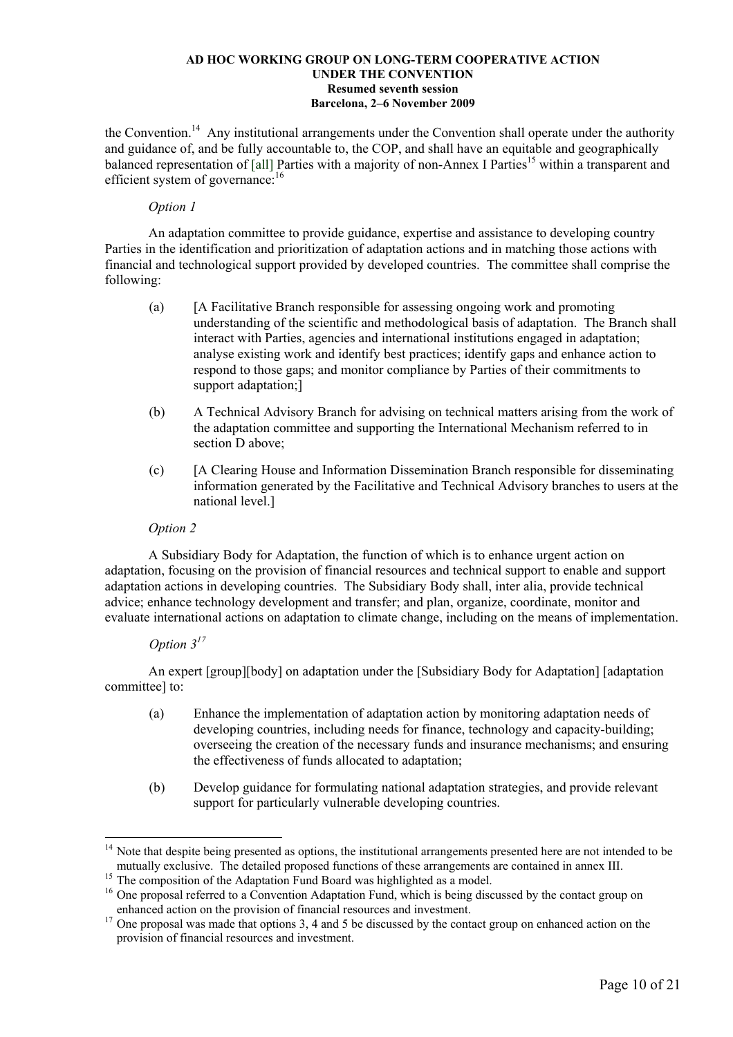the Convention.[14] Any institutional arrangements under the Convention shall operate under the authority and guidance of, and be fully accountable to, the COP, and shall have an equitable and geographically balanced representation of [all] Parties with a majority of non-Annex I Parties[15] within a transparent and efficient system of governance:[16]

*Option 1*

An adaptation committee to provide guidance, expertise and assistance to developing country Parties in the identification and prioritization of adaptation actions and in matching those actions with financial and technological support provided by developed countries. The committee shall comprise the following:

(a) [A Facilitative Branch responsible for assessing ongoing work and promoting understanding of the scientific and methodological basis of adaptation. The Branch shall interact with Parties, agencies and international institutions engaged in adaptation; analyse existing work and identify best practices; identify gaps and enhance action to respond to those gaps; and monitor compliance by Parties of their commitments to support adaptation;]

(b) A Technical Advisory Branch for advising on technical matters arising from the work of the adaptation committee and supporting the International Mechanism referred to in section D above;

(c) [A Clearing House and Information Dissemination Branch responsible for disseminating information generated by the Facilitative and Technical Advisory branches to users at the national level.]

*Option 2*

A Subsidiary Body for Adaptation, the function of which is to enhance urgent action on adaptation, focusing on the provision of financial resources and technical support to enable and support adaptation actions in developing countries. The Subsidiary Body shall, inter alia, provide technical advice; enhance technology development and transfer; and plan, organize, coordinate, monitor and evaluate international actions on adaptation to climate change, including on the means of implementation.

*Option 3*[17]

An expert [group][body] on adaptation under the [Subsidiary Body for Adaptation] [adaptation committee] to:

(a) Enhance the implementation of adaptation action by monitoring adaptation needs of developing countries, including needs for finance, technology and capacity-building; overseeing the creation of the necessary funds and insurance mechanisms; and ensuring the effectiveness of funds allocated to adaptation;

(b) Develop guidance for formulating national adaptation strategies, and provide relevant support for particularly vulnerable developing countries.

---

[14] Note that despite being presented as options, the institutional arrangements presented here are not intended to be mutually exclusive. The detailed proposed functions of these arrangements are contained in annex III.

[15] The composition of the Adaptation Fund Board was highlighted as a model.

[16] One proposal referred to a Convention Adaptation Fund, which is being discussed by the contact group on enhanced action on the provision of financial resources and investment.

[17] One proposal was made that options 3, 4 and 5 be discussed by the contact group on enhanced action on the provision of financial resources and investment.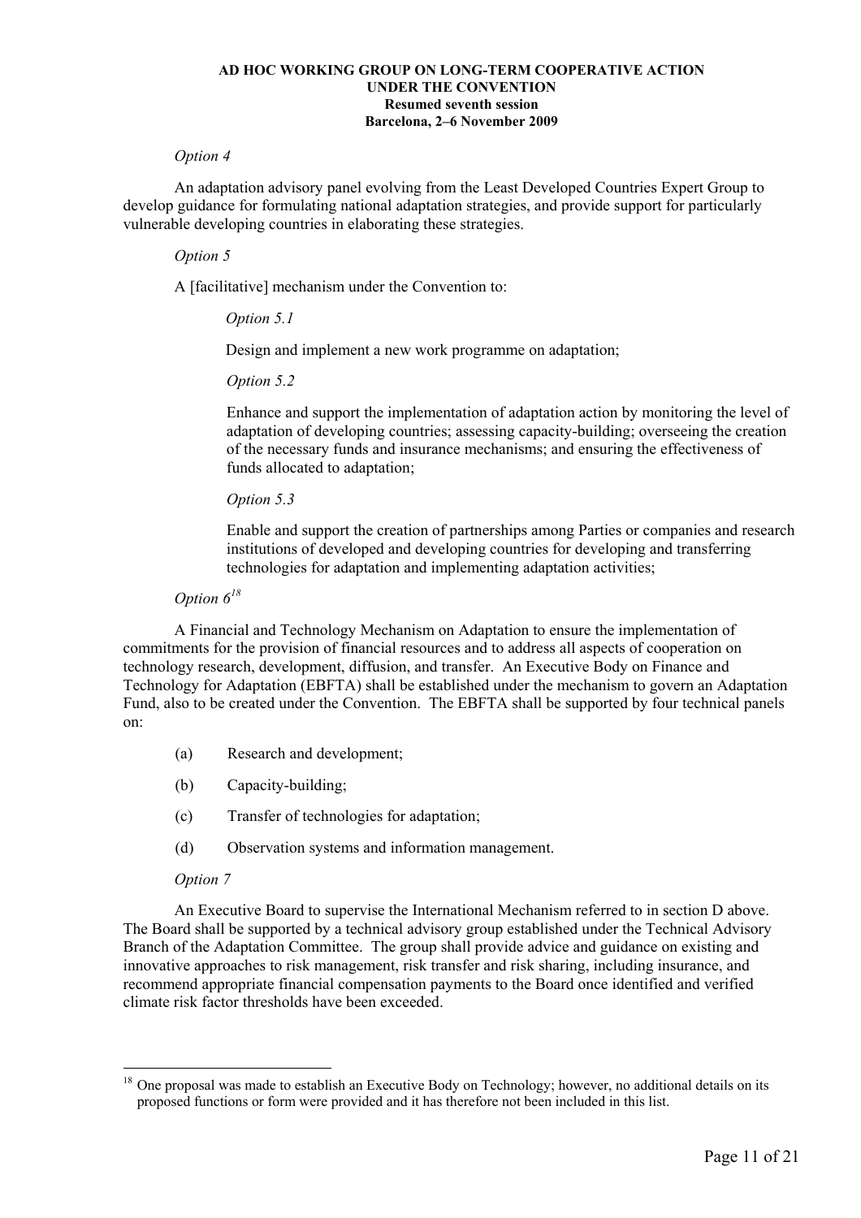*Option 4*

An adaptation advisory panel evolving from the Least Developed Countries Expert Group to develop guidance for formulating national adaptation strategies, and provide support for particularly vulnerable developing countries in elaborating these strategies.

*Option 5*

A [facilitative] mechanism under the Convention to:

> *Option 5.1*
>
> Design and implement a new work programme on adaptation;
>
> *Option 5.2*
>
> Enhance and support the implementation of adaptation action by monitoring the level of adaptation of developing countries; assessing capacity-building; overseeing the creation of the necessary funds and insurance mechanisms; and ensuring the effectiveness of funds allocated to adaptation;
>
> *Option 5.3*
>
> Enable and support the creation of partnerships among Parties or companies and research institutions of developed and developing countries for developing and transferring technologies for adaptation and implementing adaptation activities;

*Option 6*[18]

A Financial and Technology Mechanism on Adaptation to ensure the implementation of commitments for the provision of financial resources and to address all aspects of cooperation on technology research, development, diffusion, and transfer. An Executive Body on Finance and Technology for Adaptation (EBFTA) shall be established under the mechanism to govern an Adaptation Fund, also to be created under the Convention. The EBFTA shall be supported by four technical panels on:

(a) Research and development;

(b) Capacity-building;

(c) Transfer of technologies for adaptation;

(d) Observation systems and information management.

*Option 7*

An Executive Board to supervise the International Mechanism referred to in section D above. The Board shall be supported by a technical advisory group established under the Technical Advisory Branch of the Adaptation Committee. The group shall provide advice and guidance on existing and innovative approaches to risk management, risk transfer and risk sharing, including insurance, and recommend appropriate financial compensation payments to the Board once identified and verified climate risk factor thresholds have been exceeded.

---

[18] One proposal was made to establish an Executive Body on Technology; however, no additional details on its proposed functions or form were provided and it has therefore not been included in this list.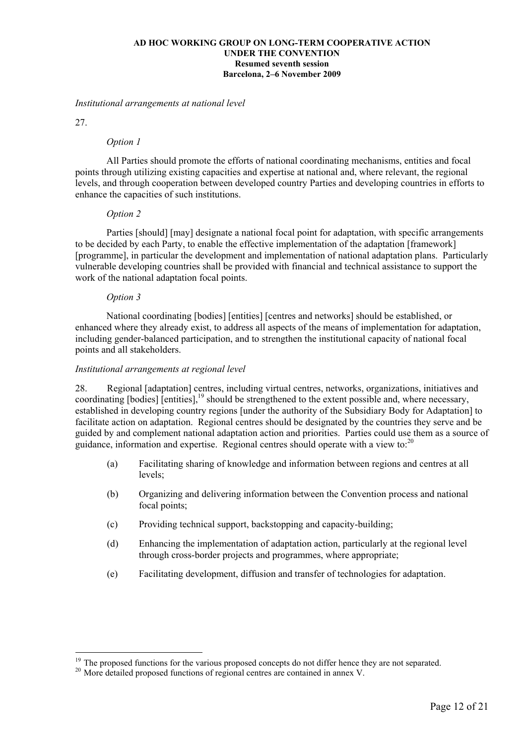*Institutional arrangements at national level*

27.

*Option 1*

All Parties should promote the efforts of national coordinating mechanisms, entities and focal points through utilizing existing capacities and expertise at national and, where relevant, the regional levels, and through cooperation between developed country Parties and developing countries in efforts to enhance the capacities of such institutions.

*Option 2*

Parties [should] [may] designate a national focal point for adaptation, with specific arrangements to be decided by each Party, to enable the effective implementation of the adaptation [framework] [programme], in particular the development and implementation of national adaptation plans. Particularly vulnerable developing countries shall be provided with financial and technical assistance to support the work of the national adaptation focal points.

*Option 3*

National coordinating [bodies] [entities] [centres and networks] should be established, or enhanced where they already exist, to address all aspects of the means of implementation for adaptation, including gender-balanced participation, and to strengthen the institutional capacity of national focal points and all stakeholders.

*Institutional arrangements at regional level*

28. Regional [adaptation] centres, including virtual centres, networks, organizations, initiatives and coordinating [bodies] [entities],[19] should be strengthened to the extent possible and, where necessary, established in developing country regions [under the authority of the Subsidiary Body for Adaptation] to facilitate action on adaptation. Regional centres should be designated by the countries they serve and be guided by and complement national adaptation action and priorities. Parties could use them as a source of guidance, information and expertise. Regional centres should operate with a view to:[20]

(a) Facilitating sharing of knowledge and information between regions and centres at all levels;

(b) Organizing and delivering information between the Convention process and national focal points;

(c) Providing technical support, backstopping and capacity-building;

(d) Enhancing the implementation of adaptation action, particularly at the regional level through cross-border projects and programmes, where appropriate;

(e) Facilitating development, diffusion and transfer of technologies for adaptation.

---

[19] The proposed functions for the various proposed concepts do not differ hence they are not separated.

[20] More detailed proposed functions of regional centres are contained in annex V.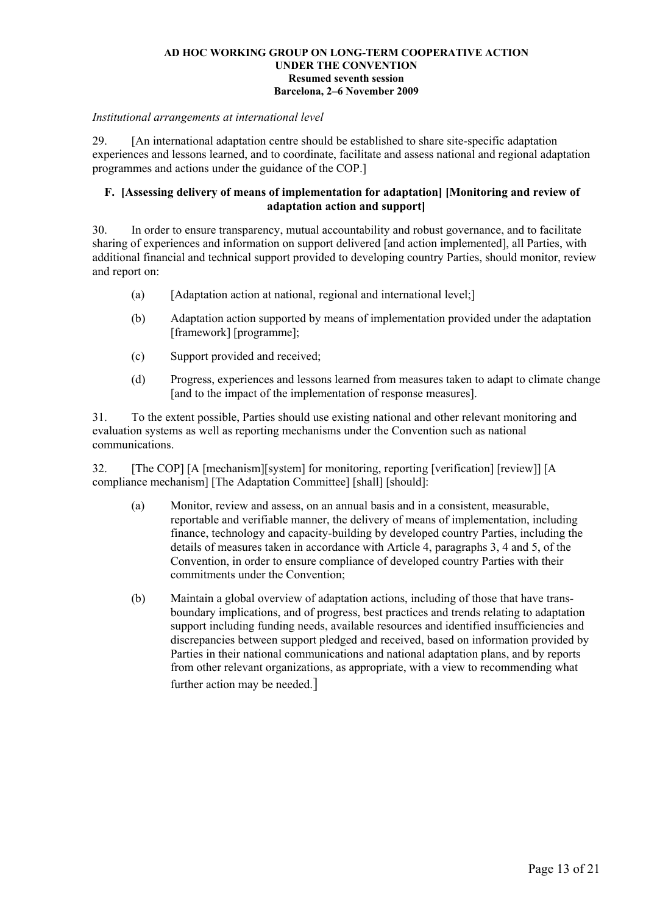*Institutional arrangements at international level*

29. [An international adaptation centre should be established to share site-specific adaptation experiences and lessons learned, and to coordinate, facilitate and assess national and regional adaptation programmes and actions under the guidance of the COP.]

### F. [Assessing delivery of means of implementation for adaptation] [Monitoring and review of adaptation action and support]

30. In order to ensure transparency, mutual accountability and robust governance, and to facilitate sharing of experiences and information on support delivered [and action implemented], all Parties, with additional financial and technical support provided to developing country Parties, should monitor, review and report on:

(a) [Adaptation action at national, regional and international level;]

(b) Adaptation action supported by means of implementation provided under the adaptation [framework] [programme];

(c) Support provided and received;

(d) Progress, experiences and lessons learned from measures taken to adapt to climate change [and to the impact of the implementation of response measures].

31. To the extent possible, Parties should use existing national and other relevant monitoring and evaluation systems as well as reporting mechanisms under the Convention such as national communications.

32. [The COP] [A [mechanism][system] for monitoring, reporting [verification] [review]] [A compliance mechanism] [The Adaptation Committee] [shall] [should]:

(a) Monitor, review and assess, on an annual basis and in a consistent, measurable, reportable and verifiable manner, the delivery of means of implementation, including finance, technology and capacity-building by developed country Parties, including the details of measures taken in accordance with Article 4, paragraphs 3, 4 and 5, of the Convention, in order to ensure compliance of developed country Parties with their commitments under the Convention;

(b) Maintain a global overview of adaptation actions, including of those that have trans-boundary implications, and of progress, best practices and trends relating to adaptation support including funding needs, available resources and identified insufficiencies and discrepancies between support pledged and received, based on information provided by Parties in their national communications and national adaptation plans, and by reports from other relevant organizations, as appropriate, with a view to recommending what further action may be needed.]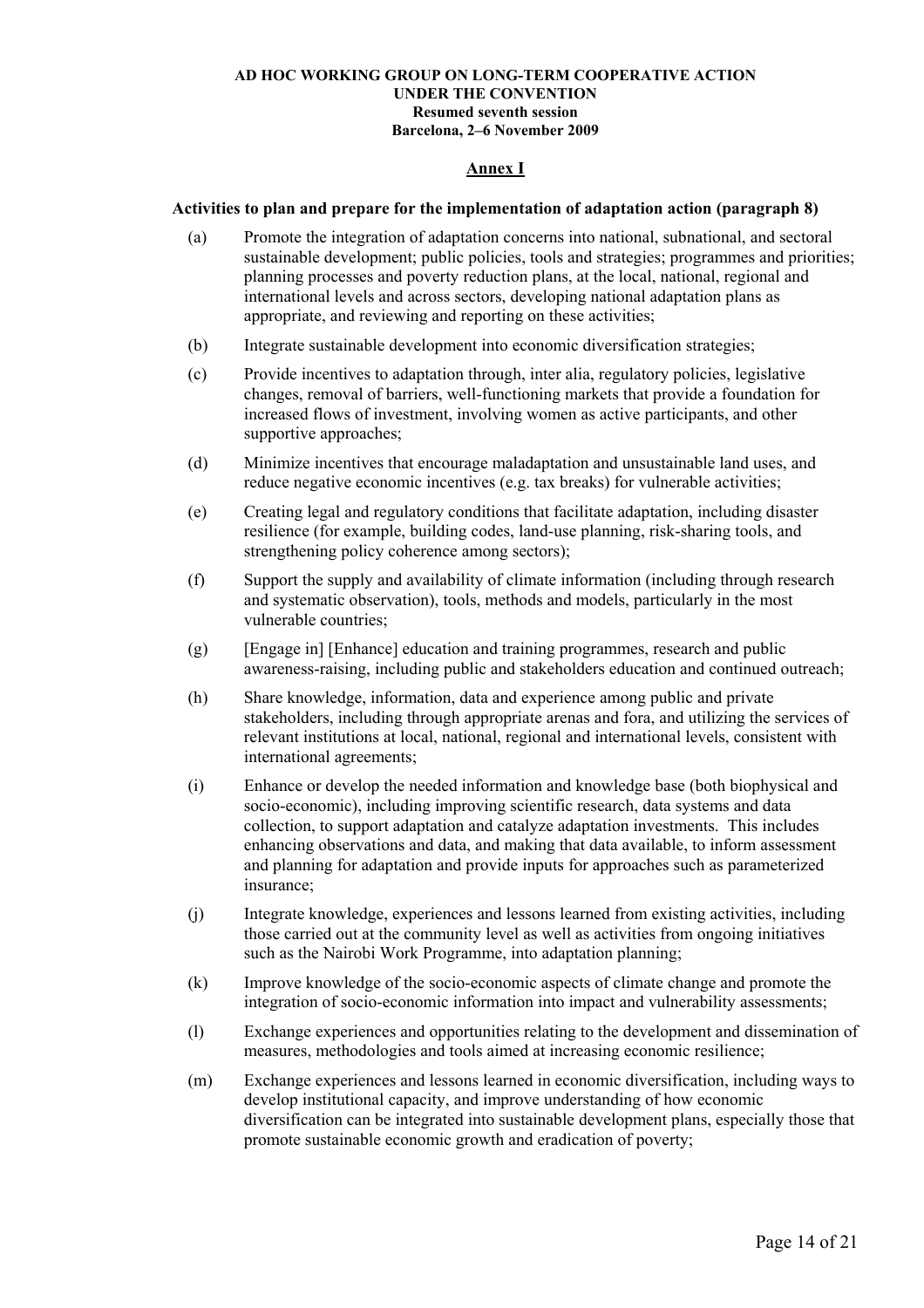**AD HOC WORKING GROUP ON LONG-TERM COOPERATIVE ACTION UNDER THE CONVENTION**
**Resumed seventh session**
**Barcelona, 2–6 November 2009**

## Annex I

**Activities to plan and prepare for the implementation of adaptation action (paragraph 8)**

(a) Promote the integration of adaptation concerns into national, subnational, and sectoral sustainable development; public policies, tools and strategies; programmes and priorities; planning processes and poverty reduction plans, at the local, national, regional and international levels and across sectors, developing national adaptation plans as appropriate, and reviewing and reporting on these activities;

(b) Integrate sustainable development into economic diversification strategies;

(c) Provide incentives to adaptation through, inter alia, regulatory policies, legislative changes, removal of barriers, well-functioning markets that provide a foundation for increased flows of investment, involving women as active participants, and other supportive approaches;

(d) Minimize incentives that encourage maladaptation and unsustainable land uses, and reduce negative economic incentives (e.g. tax breaks) for vulnerable activities;

(e) Creating legal and regulatory conditions that facilitate adaptation, including disaster resilience (for example, building codes, land-use planning, risk-sharing tools, and strengthening policy coherence among sectors);

(f) Support the supply and availability of climate information (including through research and systematic observation), tools, methods and models, particularly in the most vulnerable countries;

(g) [Engage in] [Enhance] education and training programmes, research and public awareness-raising, including public and stakeholders education and continued outreach;

(h) Share knowledge, information, data and experience among public and private stakeholders, including through appropriate arenas and fora, and utilizing the services of relevant institutions at local, national, regional and international levels, consistent with international agreements;

(i) Enhance or develop the needed information and knowledge base (both biophysical and socio-economic), including improving scientific research, data systems and data collection, to support adaptation and catalyze adaptation investments. This includes enhancing observations and data, and making that data available, to inform assessment and planning for adaptation and provide inputs for approaches such as parameterized insurance;

(j) Integrate knowledge, experiences and lessons learned from existing activities, including those carried out at the community level as well as activities from ongoing initiatives such as the Nairobi Work Programme, into adaptation planning;

(k) Improve knowledge of the socio-economic aspects of climate change and promote the integration of socio-economic information into impact and vulnerability assessments;

(l) Exchange experiences and opportunities relating to the development and dissemination of measures, methodologies and tools aimed at increasing economic resilience;

(m) Exchange experiences and lessons learned in economic diversification, including ways to develop institutional capacity, and improve understanding of how economic diversification can be integrated into sustainable development plans, especially those that promote sustainable economic growth and eradication of poverty;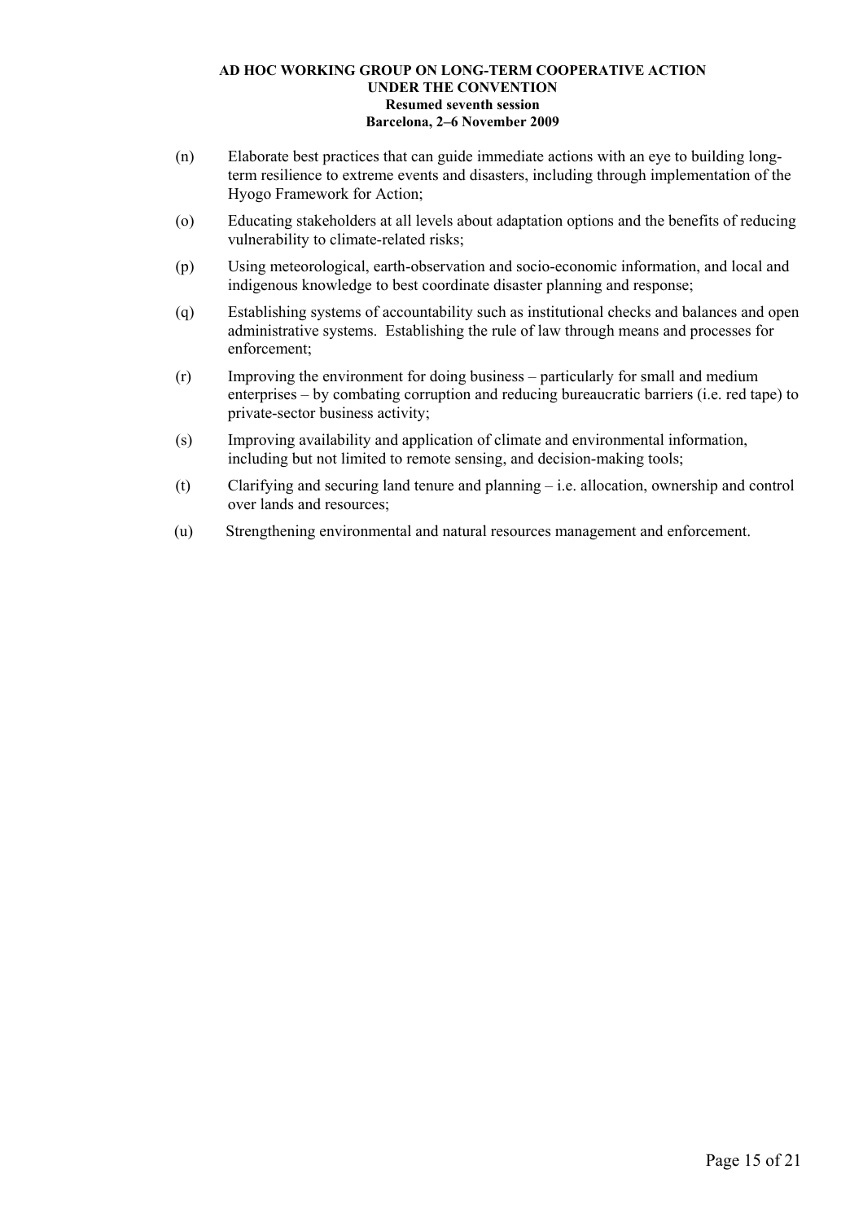(n) Elaborate best practices that can guide immediate actions with an eye to building long-term resilience to extreme events and disasters, including through implementation of the Hyogo Framework for Action;

(o) Educating stakeholders at all levels about adaptation options and the benefits of reducing vulnerability to climate-related risks;

(p) Using meteorological, earth-observation and socio-economic information, and local and indigenous knowledge to best coordinate disaster planning and response;

(q) Establishing systems of accountability such as institutional checks and balances and open administrative systems. Establishing the rule of law through means and processes for enforcement;

(r) Improving the environment for doing business – particularly for small and medium enterprises – by combating corruption and reducing bureaucratic barriers (i.e. red tape) to private-sector business activity;

(s) Improving availability and application of climate and environmental information, including but not limited to remote sensing, and decision-making tools;

(t) Clarifying and securing land tenure and planning – i.e. allocation, ownership and control over lands and resources;

(u) Strengthening environmental and natural resources management and enforcement.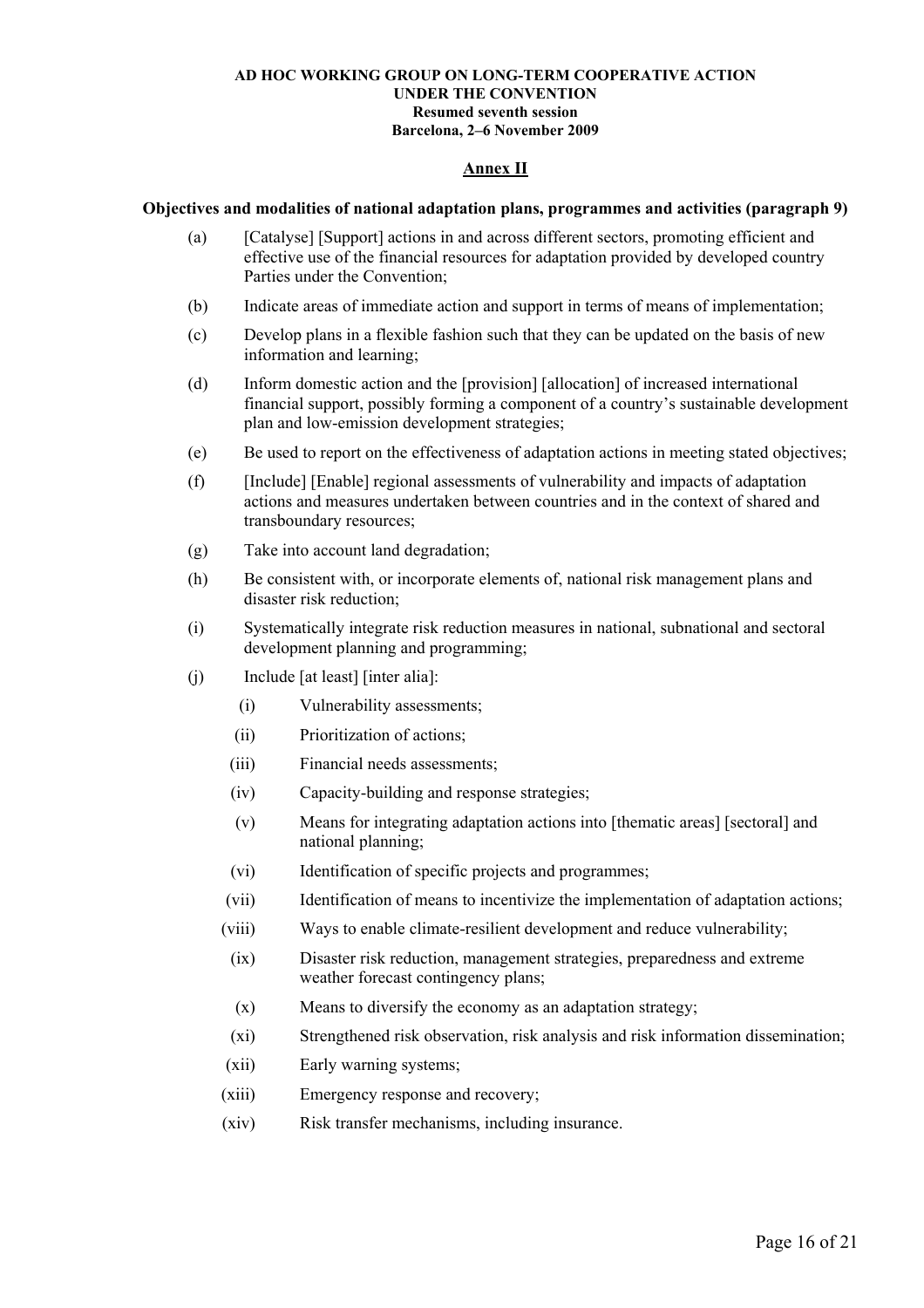**AD HOC WORKING GROUP ON LONG-TERM COOPERATIVE ACTION UNDER THE CONVENTION**
**Resumed seventh session**
**Barcelona, 2–6 November 2009**

## Annex II

### Objectives and modalities of national adaptation plans, programmes and activities (paragraph 9)

(a) [Catalyse] [Support] actions in and across different sectors, promoting efficient and effective use of the financial resources for adaptation provided by developed country Parties under the Convention;

(b) Indicate areas of immediate action and support in terms of means of implementation;

(c) Develop plans in a flexible fashion such that they can be updated on the basis of new information and learning;

(d) Inform domestic action and the [provision] [allocation] of increased international financial support, possibly forming a component of a country's sustainable development plan and low-emission development strategies;

(e) Be used to report on the effectiveness of adaptation actions in meeting stated objectives;

(f) [Include] [Enable] regional assessments of vulnerability and impacts of adaptation actions and measures undertaken between countries and in the context of shared and transboundary resources;

(g) Take into account land degradation;

(h) Be consistent with, or incorporate elements of, national risk management plans and disaster risk reduction;

(i) Systematically integrate risk reduction measures in national, subnational and sectoral development planning and programming;

(j) Include [at least] [inter alia]:

  (i) Vulnerability assessments;

  (ii) Prioritization of actions;

  (iii) Financial needs assessments;

  (iv) Capacity-building and response strategies;

  (v) Means for integrating adaptation actions into [thematic areas] [sectoral] and national planning;

  (vi) Identification of specific projects and programmes;

  (vii) Identification of means to incentivize the implementation of adaptation actions;

  (viii) Ways to enable climate-resilient development and reduce vulnerability;

  (ix) Disaster risk reduction, management strategies, preparedness and extreme weather forecast contingency plans;

  (x) Means to diversify the economy as an adaptation strategy;

  (xi) Strengthened risk observation, risk analysis and risk information dissemination;

  (xii) Early warning systems;

  (xiii) Emergency response and recovery;

  (xiv) Risk transfer mechanisms, including insurance.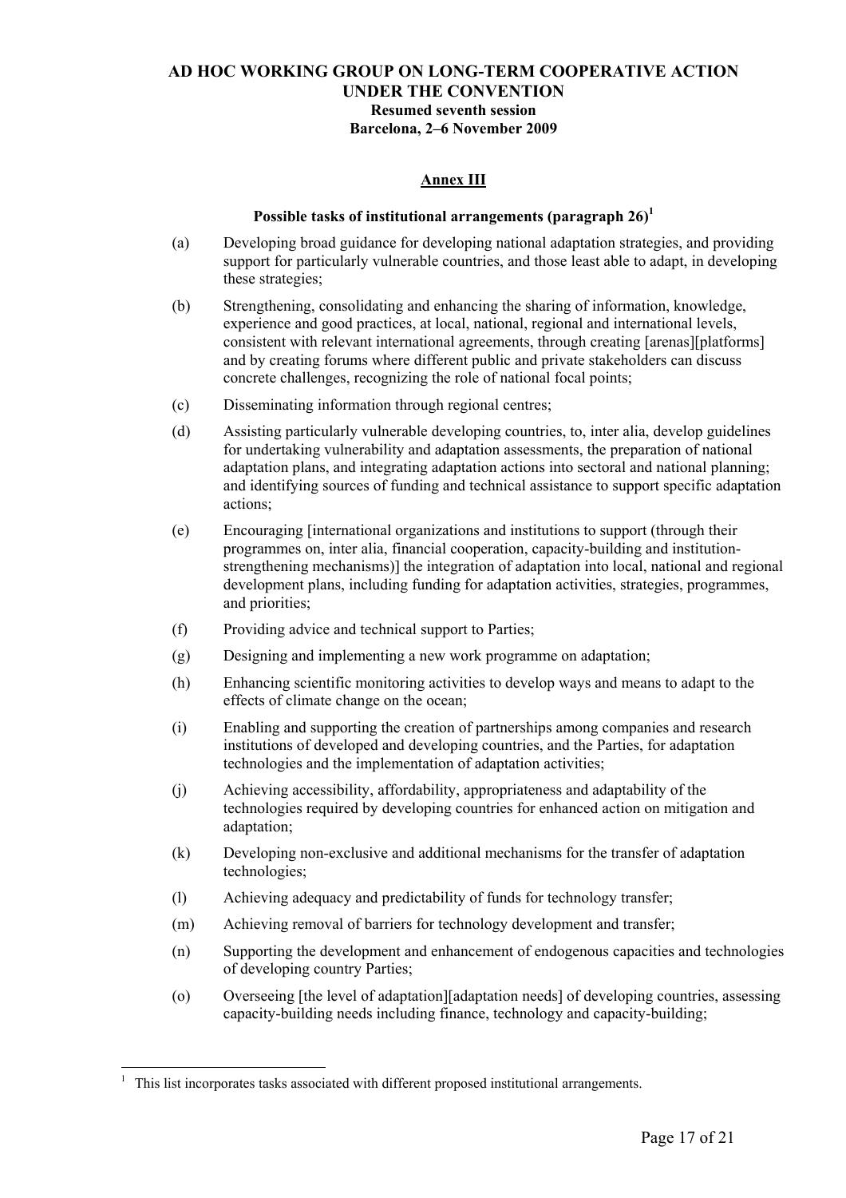**AD HOC WORKING GROUP ON LONG-TERM COOPERATIVE ACTION UNDER THE CONVENTION**
**Resumed seventh session**
**Barcelona, 2–6 November 2009**

## Annex III

### Possible tasks of institutional arrangements (paragraph 26)[1]

(a) Developing broad guidance for developing national adaptation strategies, and providing support for particularly vulnerable countries, and those least able to adapt, in developing these strategies;

(b) Strengthening, consolidating and enhancing the sharing of information, knowledge, experience and good practices, at local, national, regional and international levels, consistent with relevant international agreements, through creating [arenas][platforms] and by creating forums where different public and private stakeholders can discuss concrete challenges, recognizing the role of national focal points;

(c) Disseminating information through regional centres;

(d) Assisting particularly vulnerable developing countries, to, inter alia, develop guidelines for undertaking vulnerability and adaptation assessments, the preparation of national adaptation plans, and integrating adaptation actions into sectoral and national planning; and identifying sources of funding and technical assistance to support specific adaptation actions;

(e) Encouraging [international organizations and institutions to support (through their programmes on, inter alia, financial cooperation, capacity-building and institution-strengthening mechanisms)] the integration of adaptation into local, national and regional development plans, including funding for adaptation activities, strategies, programmes, and priorities;

(f) Providing advice and technical support to Parties;

(g) Designing and implementing a new work programme on adaptation;

(h) Enhancing scientific monitoring activities to develop ways and means to adapt to the effects of climate change on the ocean;

(i) Enabling and supporting the creation of partnerships among companies and research institutions of developed and developing countries, and the Parties, for adaptation technologies and the implementation of adaptation activities;

(j) Achieving accessibility, affordability, appropriateness and adaptability of the technologies required by developing countries for enhanced action on mitigation and adaptation;

(k) Developing non-exclusive and additional mechanisms for the transfer of adaptation technologies;

(l) Achieving adequacy and predictability of funds for technology transfer;

(m) Achieving removal of barriers for technology development and transfer;

(n) Supporting the development and enhancement of endogenous capacities and technologies of developing country Parties;

(o) Overseeing [the level of adaptation][adaptation needs] of developing countries, assessing capacity-building needs including finance, technology and capacity-building;

---

[1] This list incorporates tasks associated with different proposed institutional arrangements.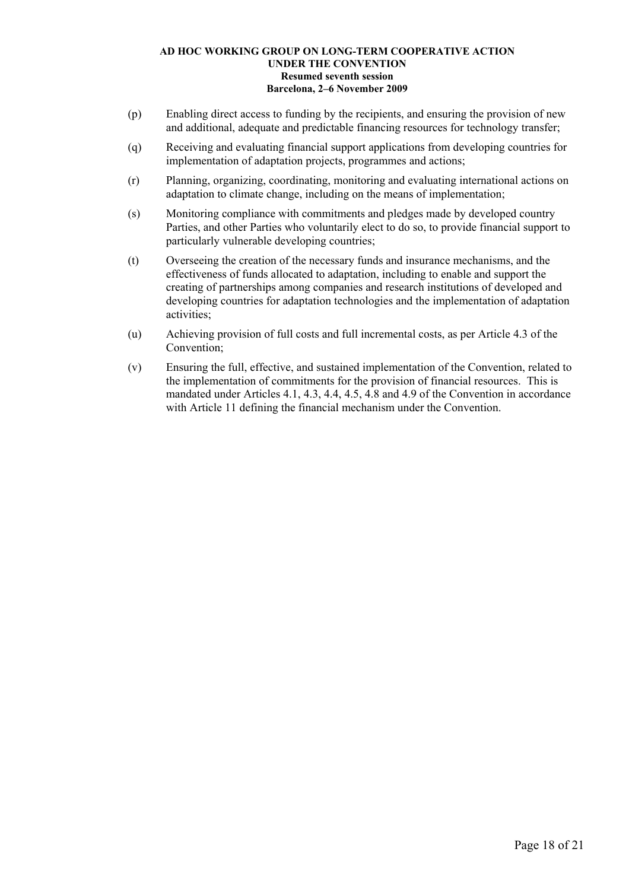(p) Enabling direct access to funding by the recipients, and ensuring the provision of new and additional, adequate and predictable financing resources for technology transfer;

(q) Receiving and evaluating financial support applications from developing countries for implementation of adaptation projects, programmes and actions;

(r) Planning, organizing, coordinating, monitoring and evaluating international actions on adaptation to climate change, including on the means of implementation;

(s) Monitoring compliance with commitments and pledges made by developed country Parties, and other Parties who voluntarily elect to do so, to provide financial support to particularly vulnerable developing countries;

(t) Overseeing the creation of the necessary funds and insurance mechanisms, and the effectiveness of funds allocated to adaptation, including to enable and support the creating of partnerships among companies and research institutions of developed and developing countries for adaptation technologies and the implementation of adaptation activities;

(u) Achieving provision of full costs and full incremental costs, as per Article 4.3 of the Convention;

(v) Ensuring the full, effective, and sustained implementation of the Convention, related to the implementation of commitments for the provision of financial resources. This is mandated under Articles 4.1, 4.3, 4.4, 4.5, 4.8 and 4.9 of the Convention in accordance with Article 11 defining the financial mechanism under the Convention.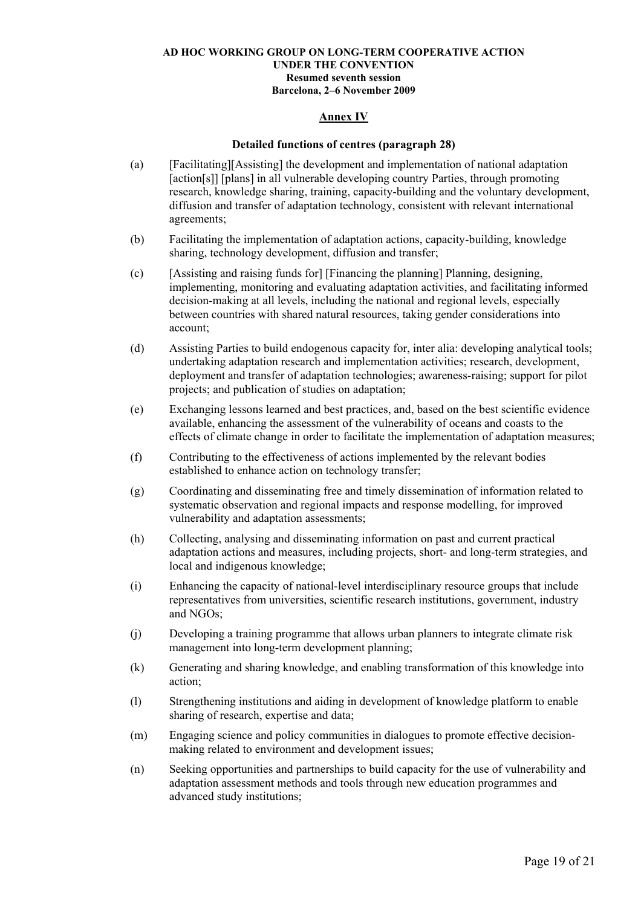**AD HOC WORKING GROUP ON LONG-TERM COOPERATIVE ACTION UNDER THE CONVENTION**
**Resumed seventh session**
**Barcelona, 2–6 November 2009**

## Annex IV

### Detailed functions of centres (paragraph 28)

(a) [Facilitating][Assisting] the development and implementation of national adaptation [action[s]] [plans] in all vulnerable developing country Parties, through promoting research, knowledge sharing, training, capacity-building and the voluntary development, diffusion and transfer of adaptation technology, consistent with relevant international agreements;

(b) Facilitating the implementation of adaptation actions, capacity-building, knowledge sharing, technology development, diffusion and transfer;

(c) [Assisting and raising funds for] [Financing the planning] Planning, designing, implementing, monitoring and evaluating adaptation activities, and facilitating informed decision-making at all levels, including the national and regional levels, especially between countries with shared natural resources, taking gender considerations into account;

(d) Assisting Parties to build endogenous capacity for, inter alia: developing analytical tools; undertaking adaptation research and implementation activities; research, development, deployment and transfer of adaptation technologies; awareness-raising; support for pilot projects; and publication of studies on adaptation;

(e) Exchanging lessons learned and best practices, and, based on the best scientific evidence available, enhancing the assessment of the vulnerability of oceans and coasts to the effects of climate change in order to facilitate the implementation of adaptation measures;

(f) Contributing to the effectiveness of actions implemented by the relevant bodies established to enhance action on technology transfer;

(g) Coordinating and disseminating free and timely dissemination of information related to systematic observation and regional impacts and response modelling, for improved vulnerability and adaptation assessments;

(h) Collecting, analysing and disseminating information on past and current practical adaptation actions and measures, including projects, short- and long-term strategies, and local and indigenous knowledge;

(i) Enhancing the capacity of national-level interdisciplinary resource groups that include representatives from universities, scientific research institutions, government, industry and NGOs;

(j) Developing a training programme that allows urban planners to integrate climate risk management into long-term development planning;

(k) Generating and sharing knowledge, and enabling transformation of this knowledge into action;

(l) Strengthening institutions and aiding in development of knowledge platform to enable sharing of research, expertise and data;

(m) Engaging science and policy communities in dialogues to promote effective decision-making related to environment and development issues;

(n) Seeking opportunities and partnerships to build capacity for the use of vulnerability and adaptation assessment methods and tools through new education programmes and advanced study institutions;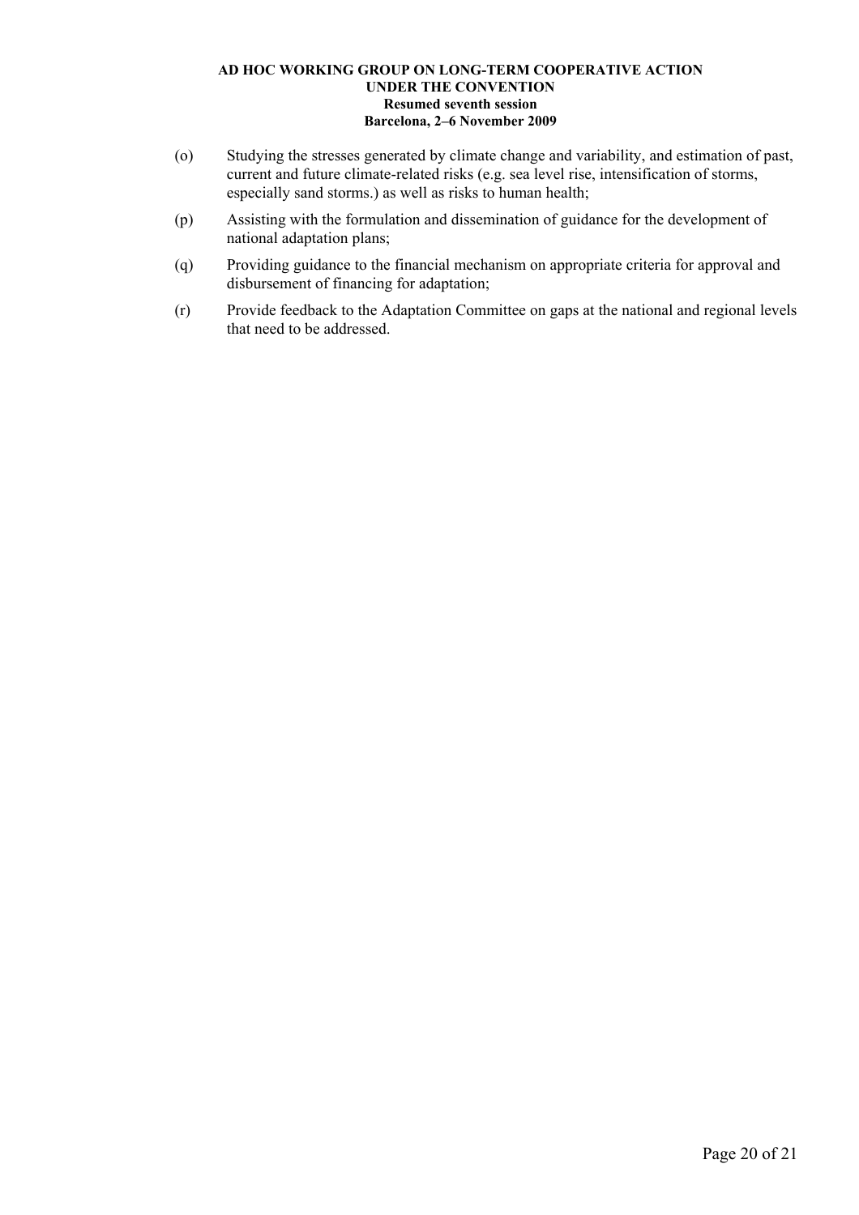(o) Studying the stresses generated by climate change and variability, and estimation of past, current and future climate-related risks (e.g. sea level rise, intensification of storms, especially sand storms.) as well as risks to human health;

(p) Assisting with the formulation and dissemination of guidance for the development of national adaptation plans;

(q) Providing guidance to the financial mechanism on appropriate criteria for approval and disbursement of financing for adaptation;

(r) Provide feedback to the Adaptation Committee on gaps at the national and regional levels that need to be addressed.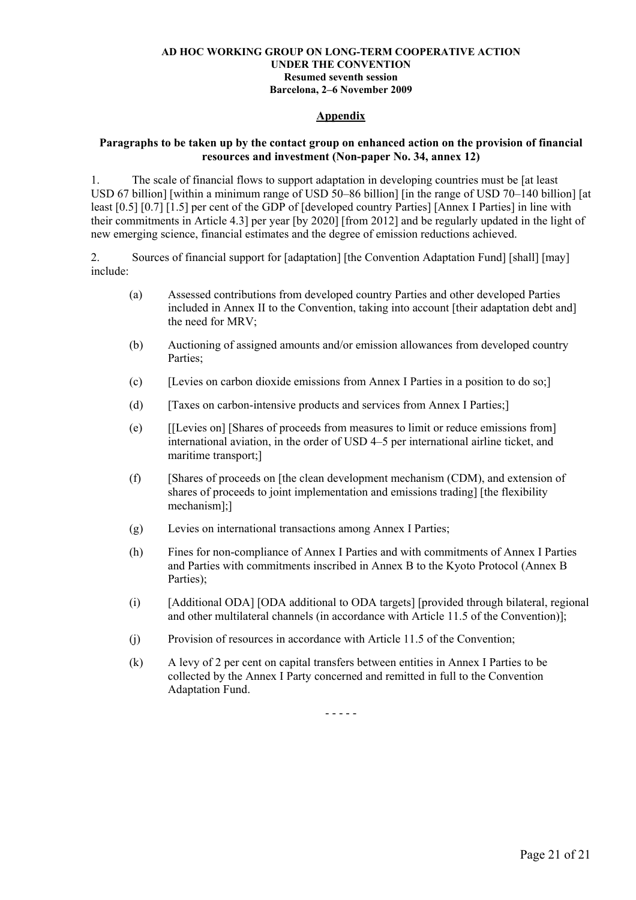**AD HOC WORKING GROUP ON LONG-TERM COOPERATIVE ACTION UNDER THE CONVENTION**
**Resumed seventh session**
**Barcelona, 2–6 November 2009**

## Appendix

### Paragraphs to be taken up by the contact group on enhanced action on the provision of financial resources and investment (Non-paper No. 34, annex 12)

1. The scale of financial flows to support adaptation in developing countries must be [at least USD 67 billion] [within a minimum range of USD 50–86 billion] [in the range of USD 70–140 billion] [at least [0.5] [0.7] [1.5] per cent of the GDP of [developed country Parties] [Annex I Parties] in line with their commitments in Article 4.3] per year [by 2020] [from 2012] and be regularly updated in the light of new emerging science, financial estimates and the degree of emission reductions achieved.

2. Sources of financial support for [adaptation] [the Convention Adaptation Fund] [shall] [may] include:

(a) Assessed contributions from developed country Parties and other developed Parties included in Annex II to the Convention, taking into account [their adaptation debt and] the need for MRV;

(b) Auctioning of assigned amounts and/or emission allowances from developed country Parties;

(c) [Levies on carbon dioxide emissions from Annex I Parties in a position to do so;]

(d) [Taxes on carbon-intensive products and services from Annex I Parties;]

(e) [[Levies on] [Shares of proceeds from measures to limit or reduce emissions from] international aviation, in the order of USD 4–5 per international airline ticket, and maritime transport;]

(f) [Shares of proceeds on [the clean development mechanism (CDM), and extension of shares of proceeds to joint implementation and emissions trading] [the flexibility mechanism];]

(g) Levies on international transactions among Annex I Parties;

(h) Fines for non-compliance of Annex I Parties and with commitments of Annex I Parties and Parties with commitments inscribed in Annex B to the Kyoto Protocol (Annex B Parties);

(i) [Additional ODA] [ODA additional to ODA targets] [provided through bilateral, regional and other multilateral channels (in accordance with Article 11.5 of the Convention)];

(j) Provision of resources in accordance with Article 11.5 of the Convention;

(k) A levy of 2 per cent on capital transfers between entities in Annex I Parties to be collected by the Annex I Party concerned and remitted in full to the Convention Adaptation Fund.

- - - - -